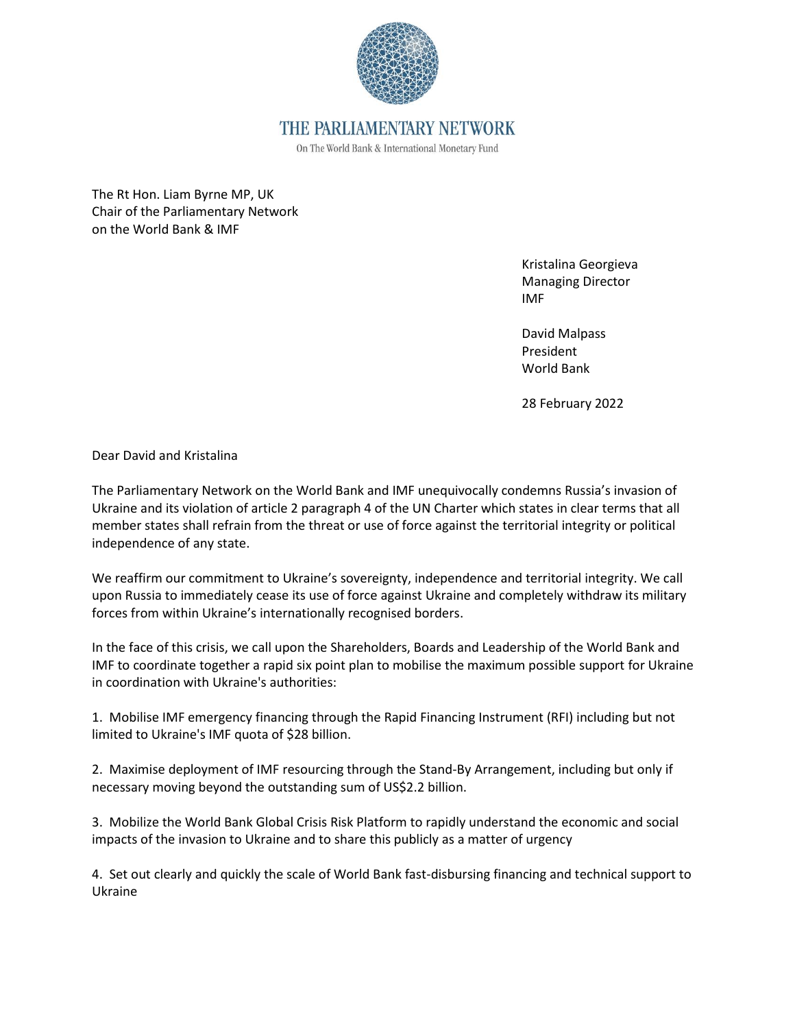# THE PARLIAMENTARY NETWORK

On The World Bank & International Monetary Fund

The Rt Hon. Liam Byrne MP, UK
Chair of the Parliamentary Network
on the World Bank & IMF

Kristalina Georgieva
Managing Director
IMF

David Malpass
President
World Bank

28 February 2022

Dear David and Kristalina

The Parliamentary Network on the World Bank and IMF unequivocally condemns Russia's invasion of Ukraine and its violation of article 2 paragraph 4 of the UN Charter which states in clear terms that all member states shall refrain from the threat or use of force against the territorial integrity or political independence of any state.

We reaffirm our commitment to Ukraine's sovereignty, independence and territorial integrity. We call upon Russia to immediately cease its use of force against Ukraine and completely withdraw its military forces from within Ukraine's internationally recognised borders.

In the face of this crisis, we call upon the Shareholders, Boards and Leadership of the World Bank and IMF to coordinate together a rapid six point plan to mobilise the maximum possible support for Ukraine in coordination with Ukraine's authorities:

1. Mobilise IMF emergency financing through the Rapid Financing Instrument (RFI) including but not limited to Ukraine's IMF quota of $28 billion.

2. Maximise deployment of IMF resourcing through the Stand-By Arrangement, including but only if necessary moving beyond the outstanding sum of US$2.2 billion.

3. Mobilize the World Bank Global Crisis Risk Platform to rapidly understand the economic and social impacts of the invasion to Ukraine and to share this publicly as a matter of urgency

4. Set out clearly and quickly the scale of World Bank fast-disbursing financing and technical support to Ukraine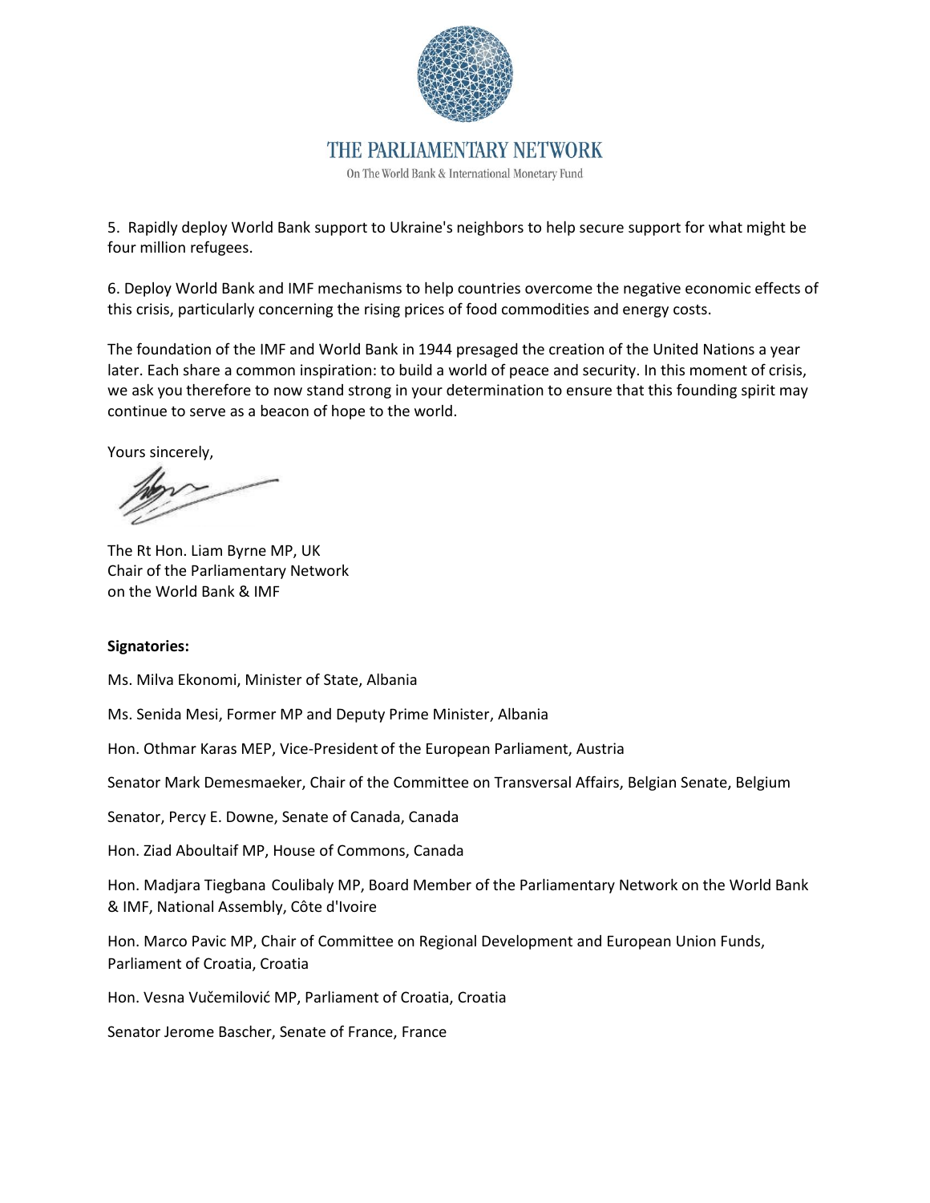5. Rapidly deploy World Bank support to Ukraine's neighbors to help secure support for what might be four million refugees.

6. Deploy World Bank and IMF mechanisms to help countries overcome the negative economic effects of this crisis, particularly concerning the rising prices of food commodities and energy costs.

The foundation of the IMF and World Bank in 1944 presaged the creation of the United Nations a year later. Each share a common inspiration: to build a world of peace and security. In this moment of crisis, we ask you therefore to now stand strong in your determination to ensure that this founding spirit may continue to serve as a beacon of hope to the world.

Yours sincerely,

The Rt Hon. Liam Byrne MP, UK
Chair of the Parliamentary Network
on the World Bank & IMF

**Signatories:**

Ms. Milva Ekonomi, Minister of State, Albania

Ms. Senida Mesi, Former MP and Deputy Prime Minister, Albania

Hon. Othmar Karas MEP, Vice-President of the European Parliament, Austria

Senator Mark Demesmaeker, Chair of the Committee on Transversal Affairs, Belgian Senate, Belgium

Senator, Percy E. Downe, Senate of Canada, Canada

Hon. Ziad Aboultaif MP, House of Commons, Canada

Hon. Madjara Tiegbana Coulibaly MP, Board Member of the Parliamentary Network on the World Bank & IMF, National Assembly, Côte d'Ivoire

Hon. Marco Pavic MP, Chair of Committee on Regional Development and European Union Funds, Parliament of Croatia, Croatia

Hon. Vesna Vučemilović MP, Parliament of Croatia, Croatia

Senator Jerome Bascher, Senate of France, France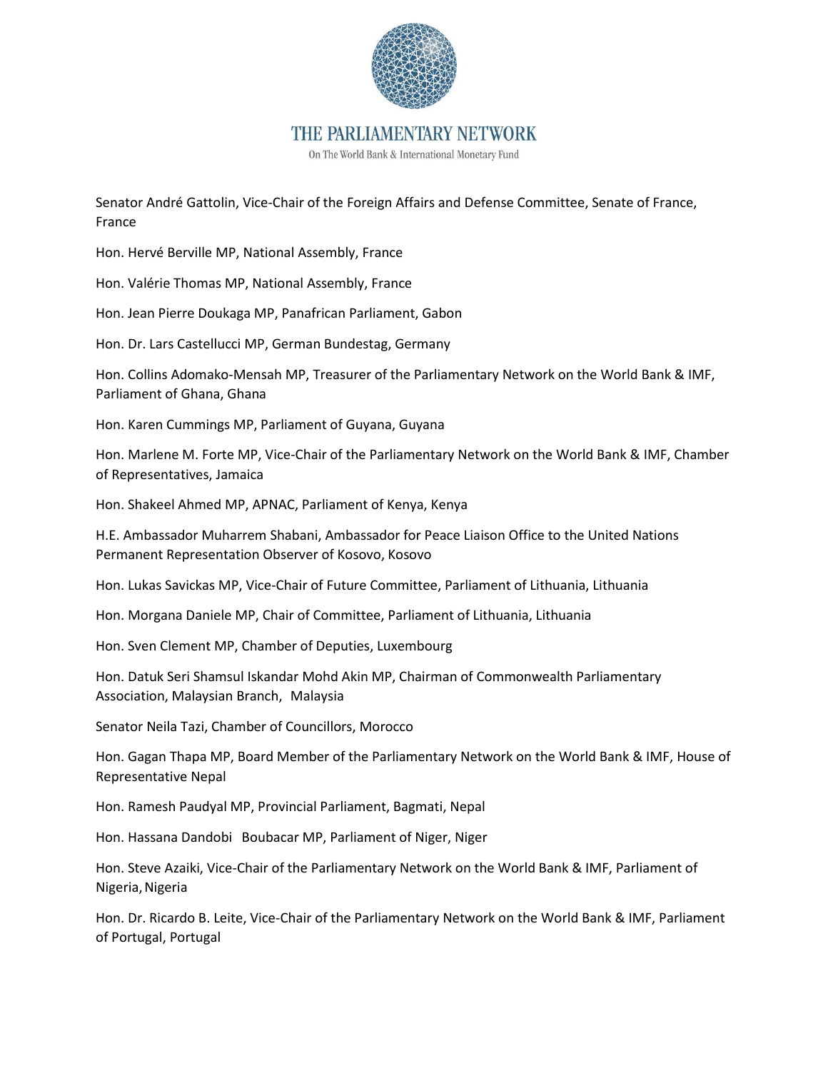Senator André Gattolin, Vice-Chair of the Foreign Affairs and Defense Committee, Senate of France, France

Hon. Hervé Berville MP, National Assembly, France

Hon. Valérie Thomas MP, National Assembly, France

Hon. Jean Pierre Doukaga MP, Panafrican Parliament, Gabon

Hon. Dr. Lars Castellucci MP, German Bundestag, Germany

Hon. Collins Adomako-Mensah MP, Treasurer of the Parliamentary Network on the World Bank & IMF, Parliament of Ghana, Ghana

Hon. Karen Cummings MP, Parliament of Guyana, Guyana

Hon. Marlene M. Forte MP, Vice-Chair of the Parliamentary Network on the World Bank & IMF, Chamber of Representatives, Jamaica

Hon. Shakeel Ahmed MP, APNAC, Parliament of Kenya, Kenya

H.E. Ambassador Muharrem Shabani, Ambassador for Peace Liaison Office to the United Nations Permanent Representation Observer of Kosovo, Kosovo

Hon. Lukas Savickas MP, Vice-Chair of Future Committee, Parliament of Lithuania, Lithuania

Hon. Morgana Daniele MP, Chair of Committee, Parliament of Lithuania, Lithuania

Hon. Sven Clement MP, Chamber of Deputies, Luxembourg

Hon. Datuk Seri Shamsul Iskandar Mohd Akin MP, Chairman of Commonwealth Parliamentary Association, Malaysian Branch, Malaysia

Senator Neila Tazi, Chamber of Councillors, Morocco

Hon. Gagan Thapa MP, Board Member of the Parliamentary Network on the World Bank & IMF, House of Representative Nepal

Hon. Ramesh Paudyal MP, Provincial Parliament, Bagmati, Nepal

Hon. Hassana Dandobi Boubacar MP, Parliament of Niger, Niger

Hon. Steve Azaiki, Vice-Chair of the Parliamentary Network on the World Bank & IMF, Parliament of Nigeria, Nigeria

Hon. Dr. Ricardo B. Leite, Vice-Chair of the Parliamentary Network on the World Bank & IMF, Parliament of Portugal, Portugal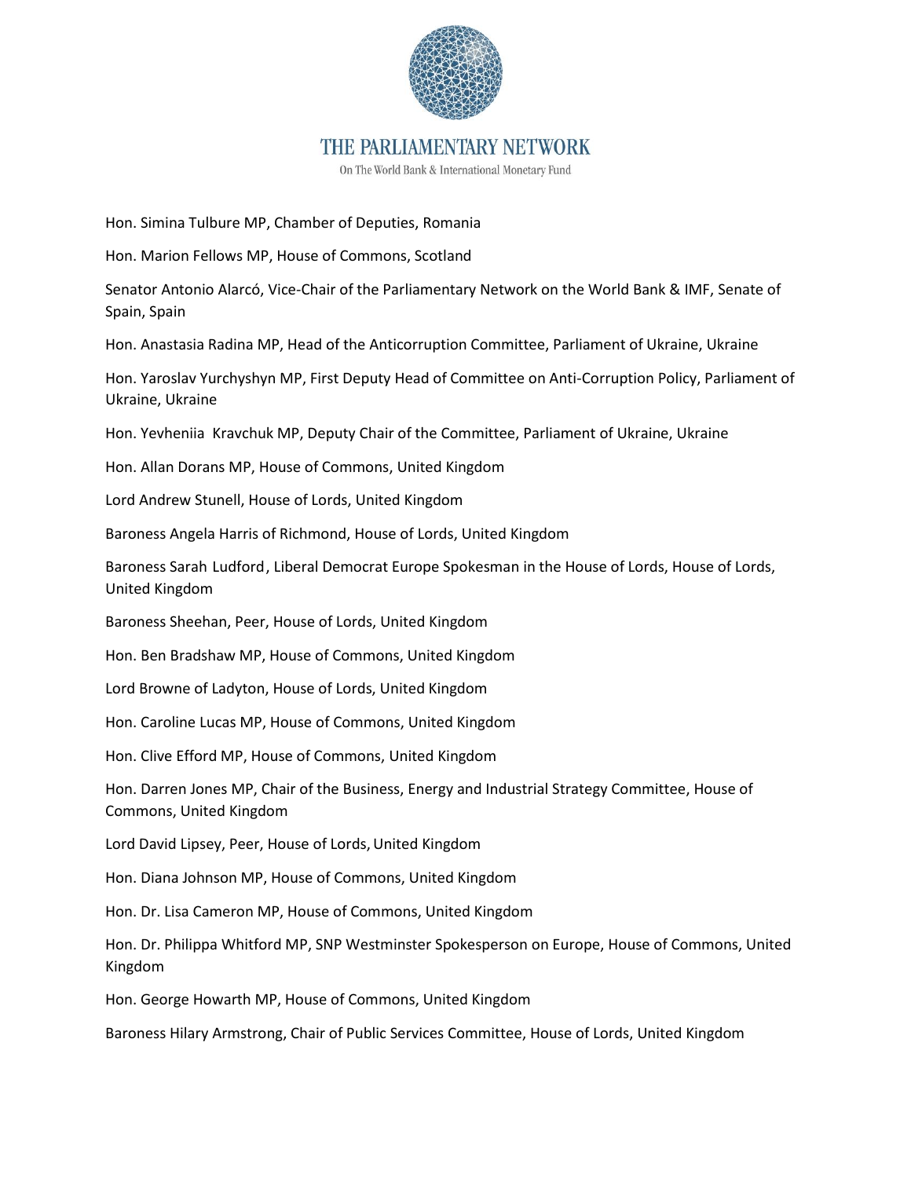Hon. Simina Tulbure MP, Chamber of Deputies, Romania

Hon. Marion Fellows MP, House of Commons, Scotland

Senator Antonio Alarcó, Vice-Chair of the Parliamentary Network on the World Bank & IMF, Senate of Spain, Spain

Hon. Anastasia Radina MP, Head of the Anticorruption Committee, Parliament of Ukraine, Ukraine

Hon. Yaroslav Yurchyshyn MP, First Deputy Head of Committee on Anti-Corruption Policy, Parliament of Ukraine, Ukraine

Hon. Yevheniia Kravchuk MP, Deputy Chair of the Committee, Parliament of Ukraine, Ukraine

Hon. Allan Dorans MP, House of Commons, United Kingdom

Lord Andrew Stunell, House of Lords, United Kingdom

Baroness Angela Harris of Richmond, House of Lords, United Kingdom

Baroness Sarah Ludford, Liberal Democrat Europe Spokesman in the House of Lords, House of Lords, United Kingdom

Baroness Sheehan, Peer, House of Lords, United Kingdom

Hon. Ben Bradshaw MP, House of Commons, United Kingdom

Lord Browne of Ladyton, House of Lords, United Kingdom

Hon. Caroline Lucas MP, House of Commons, United Kingdom

Hon. Clive Efford MP, House of Commons, United Kingdom

Hon. Darren Jones MP, Chair of the Business, Energy and Industrial Strategy Committee, House of Commons, United Kingdom

Lord David Lipsey, Peer, House of Lords, United Kingdom

Hon. Diana Johnson MP, House of Commons, United Kingdom

Hon. Dr. Lisa Cameron MP, House of Commons, United Kingdom

Hon. Dr. Philippa Whitford MP, SNP Westminster Spokesperson on Europe, House of Commons, United Kingdom

Hon. George Howarth MP, House of Commons, United Kingdom

Baroness Hilary Armstrong, Chair of Public Services Committee, House of Lords, United Kingdom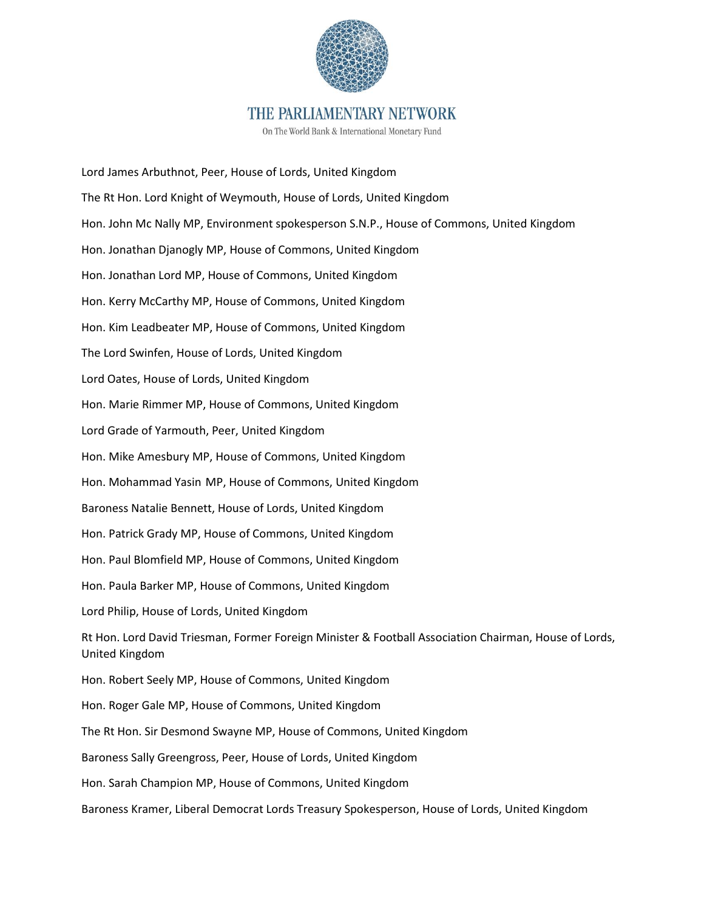Lord James Arbuthnot, Peer, House of Lords, United Kingdom

The Rt Hon. Lord Knight of Weymouth, House of Lords, United Kingdom

Hon. John Mc Nally MP, Environment spokesperson S.N.P., House of Commons, United Kingdom

Hon. Jonathan Djanogly MP, House of Commons, United Kingdom

Hon. Jonathan Lord MP, House of Commons, United Kingdom

Hon. Kerry McCarthy MP, House of Commons, United Kingdom

Hon. Kim Leadbeater MP, House of Commons, United Kingdom

The Lord Swinfen, House of Lords, United Kingdom

Lord Oates, House of Lords, United Kingdom

Hon. Marie Rimmer MP, House of Commons, United Kingdom

Lord Grade of Yarmouth, Peer, United Kingdom

Hon. Mike Amesbury MP, House of Commons, United Kingdom

Hon. Mohammad Yasin MP, House of Commons, United Kingdom

Baroness Natalie Bennett, House of Lords, United Kingdom

Hon. Patrick Grady MP, House of Commons, United Kingdom

Hon. Paul Blomfield MP, House of Commons, United Kingdom

Hon. Paula Barker MP, House of Commons, United Kingdom

Lord Philip, House of Lords, United Kingdom

Rt Hon. Lord David Triesman, Former Foreign Minister & Football Association Chairman, House of Lords, United Kingdom

Hon. Robert Seely MP, House of Commons, United Kingdom

Hon. Roger Gale MP, House of Commons, United Kingdom

The Rt Hon. Sir Desmond Swayne MP, House of Commons, United Kingdom

Baroness Sally Greengross, Peer, House of Lords, United Kingdom

Hon. Sarah Champion MP, House of Commons, United Kingdom

Baroness Kramer, Liberal Democrat Lords Treasury Spokesperson, House of Lords, United Kingdom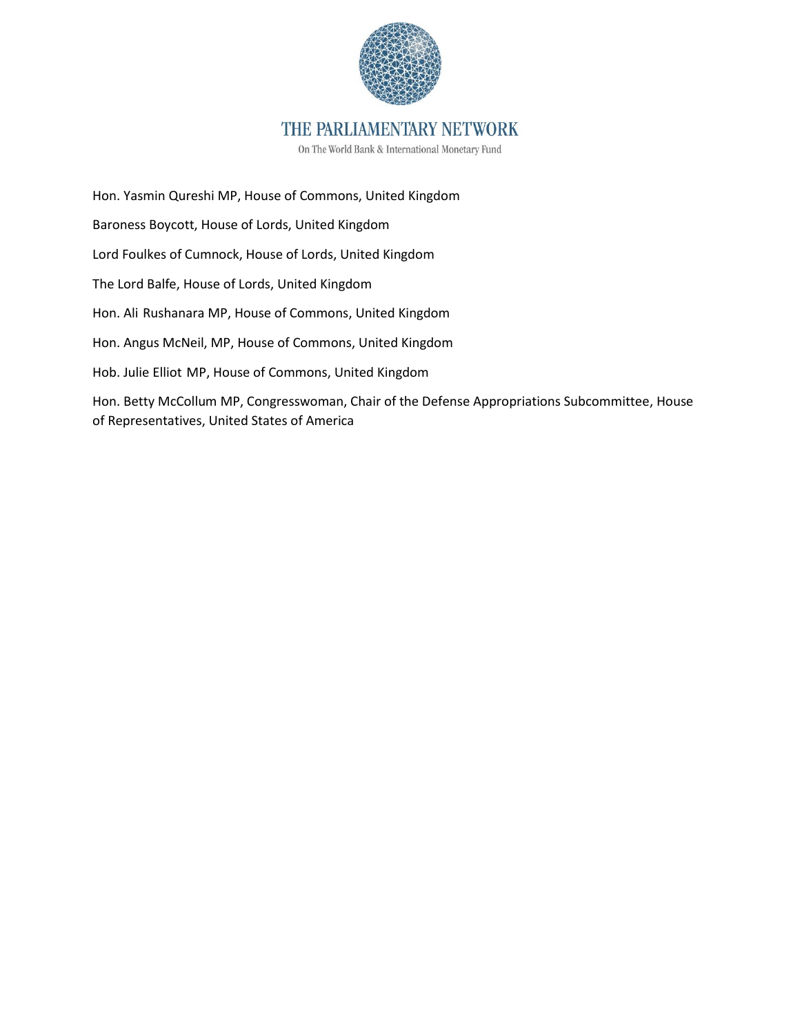Hon. Yasmin Qureshi MP, House of Commons, United Kingdom

Baroness Boycott, House of Lords, United Kingdom

Lord Foulkes of Cumnock, House of Lords, United Kingdom

The Lord Balfe, House of Lords, United Kingdom

Hon. Ali Rushanara MP, House of Commons, United Kingdom

Hon. Angus McNeil, MP, House of Commons, United Kingdom

Hob. Julie Elliot MP, House of Commons, United Kingdom

Hon. Betty McCollum MP, Congresswoman, Chair of the Defense Appropriations Subcommittee, House of Representatives, United States of America